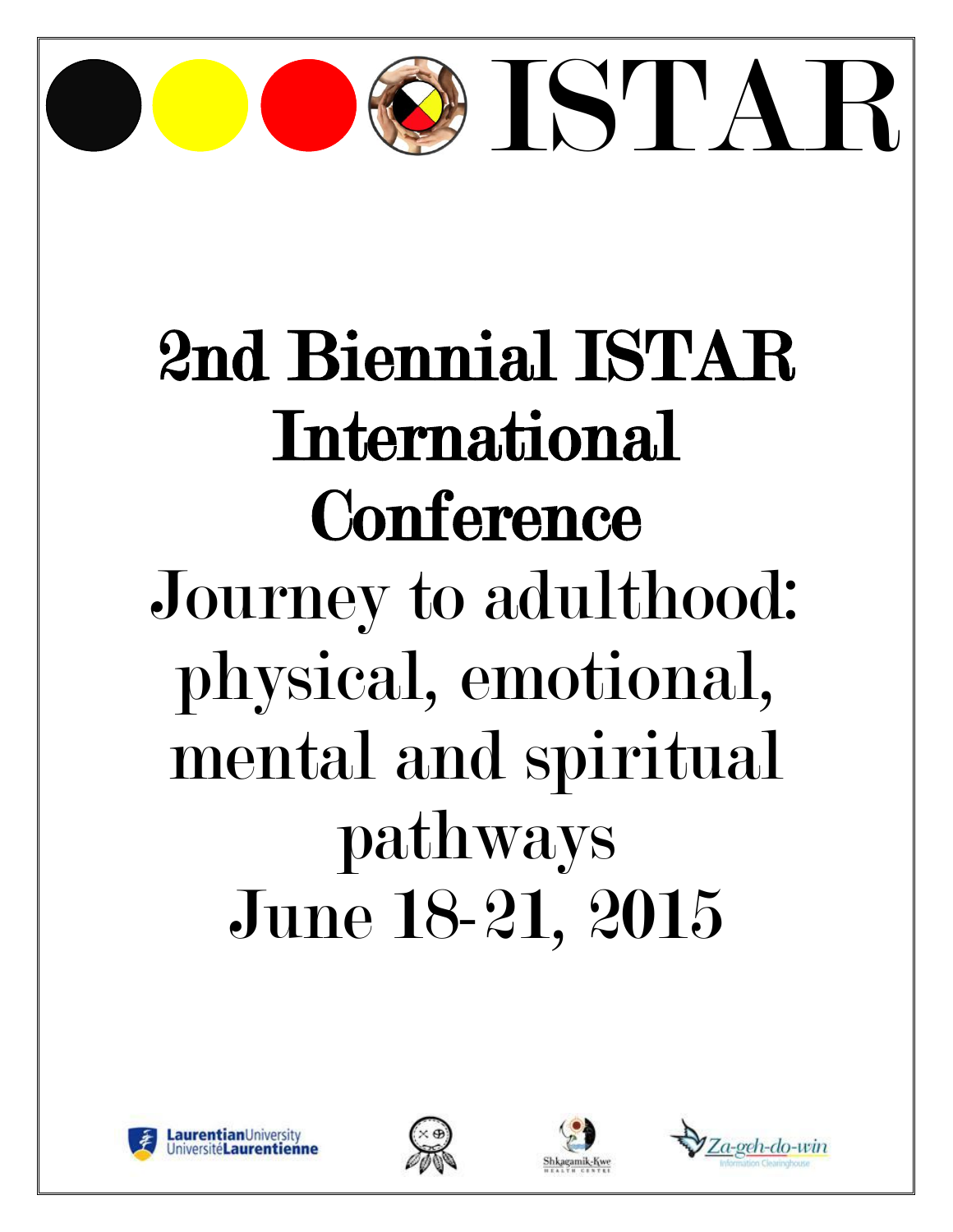# ISTAR

# 2nd Biennial ISTAR International Conference

## Journey to adulthood: physical, emotional, mental and spiritual pathways

## June 18-21, 2015

LaurentianUniversity UniversitéLaurentienne

Shkagamik-Kwe Health Centre

Za-geh-do-win Information Clearinghouse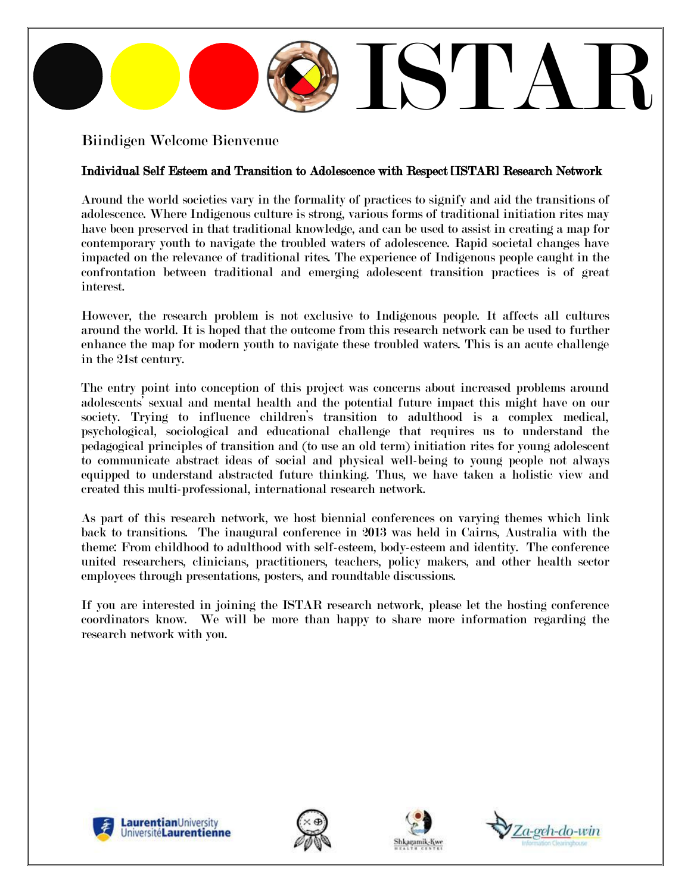# ISTAR

Biindigen Welcome Bienvenue

**Individual Self Esteem and Transition to Adolescence with Respect [ISTAR] Research Network**

Around the world societies vary in the formality of practices to signify and aid the transitions of adolescence. Where Indigenous culture is strong, various forms of traditional initiation rites may have been preserved in that traditional knowledge, and can be used to assist in creating a map for contemporary youth to navigate the troubled waters of adolescence. Rapid societal changes have impacted on the relevance of traditional rites. The experience of Indigenous people caught in the confrontation between traditional and emerging adolescent transition practices is of great interest.

However, the research problem is not exclusive to Indigenous people. It affects all cultures around the world. It is hoped that the outcome from this research network can be used to further enhance the map for modern youth to navigate these troubled waters. This is an acute challenge in the 21st century.

The entry point into conception of this project was concerns about increased problems around adolescents' sexual and mental health and the potential future impact this might have on our society. Trying to influence children's transition to adulthood is a complex medical, psychological, sociological and educational challenge that requires us to understand the pedagogical principles of transition and (to use an old term) initiation rites for young adolescent to communicate abstract ideas of social and physical well-being to young people not always equipped to understand abstracted future thinking. Thus, we have taken a holistic view and created this multi-professional, international research network.

As part of this research network, we host biennial conferences on varying themes which link back to transitions. The inaugural conference in 2013 was held in Cairns, Australia with the theme: From childhood to adulthood with self-esteem, body-esteem and identity. The conference united researchers, clinicians, practitioners, teachers, policy makers, and other health sector employees through presentations, posters, and roundtable discussions.

If you are interested in joining the ISTAR research network, please let the hosting conference coordinators know. We will be more than happy to share more information regarding the research network with you.

Laurentian University Université Laurentienne

Shkagamik-Kwe Health Centre

Za-geh-do-win Information Clearinghouse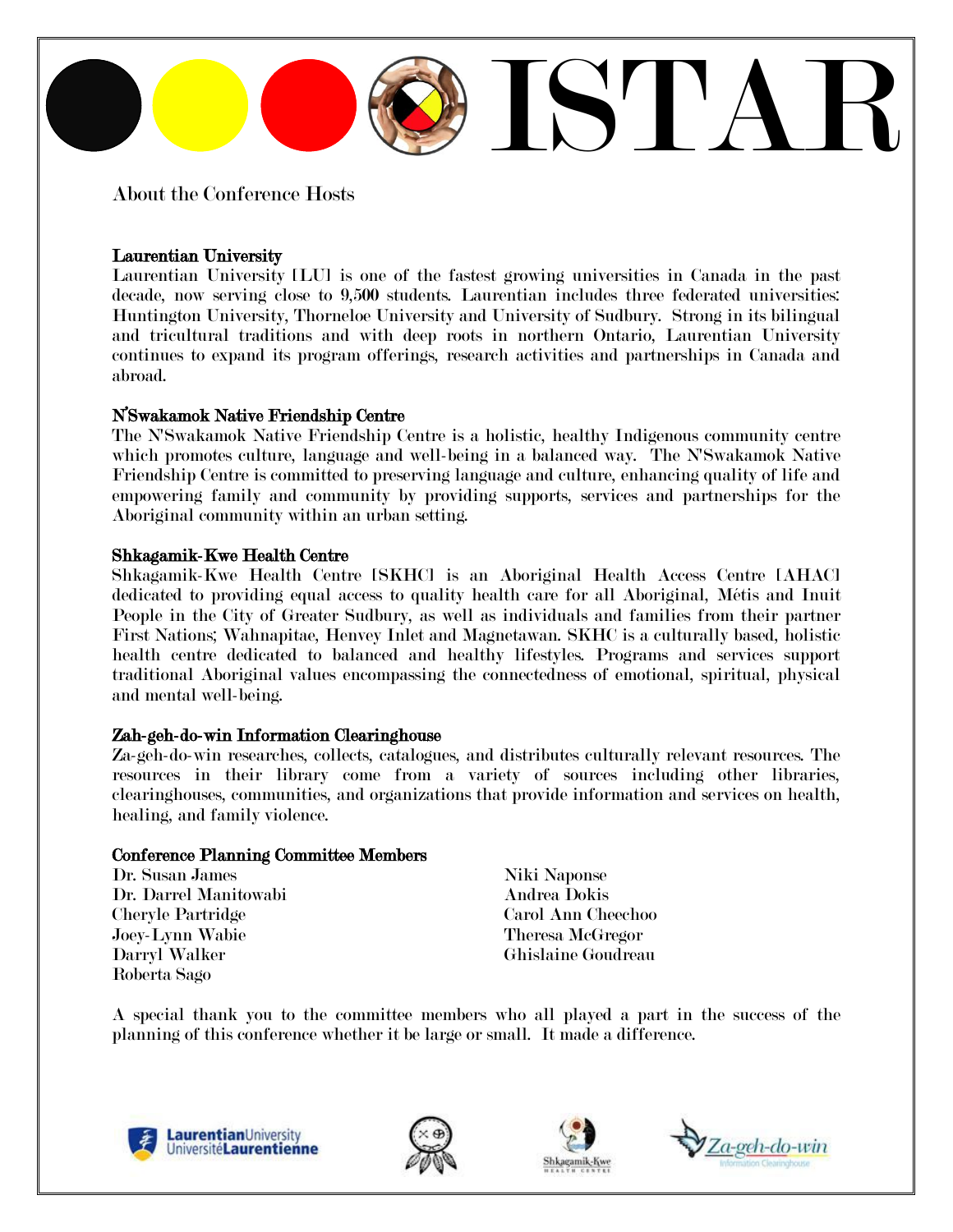# ISTAR

## About the Conference Hosts

### Laurentian University

Laurentian University [LU] is one of the fastest growing universities in Canada in the past decade, now serving close to 9,500 students. Laurentian includes three federated universities: Huntington University, Thorneloe University and University of Sudbury. Strong in its bilingual and tricultural traditions and with deep roots in northern Ontario, Laurentian University continues to expand its program offerings, research activities and partnerships in Canada and abroad.

### N'Swakamok Native Friendship Centre

The N'Swakamok Native Friendship Centre is a holistic, healthy Indigenous community centre which promotes culture, language and well-being in a balanced way. The N'Swakamok Native Friendship Centre is committed to preserving language and culture, enhancing quality of life and empowering family and community by providing supports, services and partnerships for the Aboriginal community within an urban setting.

### Shkagamik-Kwe Health Centre

Shkagamik-Kwe Health Centre [SKHC] is an Aboriginal Health Access Centre [AHAC] dedicated to providing equal access to quality health care for all Aboriginal, Métis and Inuit People in the City of Greater Sudbury, as well as individuals and families from their partner First Nations; Wahnapitae, Henvey Inlet and Magnetawan. SKHC is a culturally based, holistic health centre dedicated to balanced and healthy lifestyles. Programs and services support traditional Aboriginal values encompassing the connectedness of emotional, spiritual, physical and mental well-being.

### Zah-geh-do-win Information Clearinghouse

Za-geh-do-win researches, collects, catalogues, and distributes culturally relevant resources. The resources in their library come from a variety of sources including other libraries, clearinghouses, communities, and organizations that provide information and services on health, healing, and family violence.

### Conference Planning Committee Members

Dr. Susan James
Dr. Darrel Manitowabi
Cheryle Partridge
Joey-Lynn Wabie
Darryl Walker
Roberta Sago
Niki Naponse
Andrea Dokis
Carol Ann Cheechoo
Theresa McGregor
Ghislaine Goudreau

A special thank you to the committee members who all played a part in the success of the planning of this conference whether it be large or small. It made a difference.

Laurentian University Université Laurentienne

Shkagamik-Kwe Health Centre

Za-geh-do-win Information Clearinghouse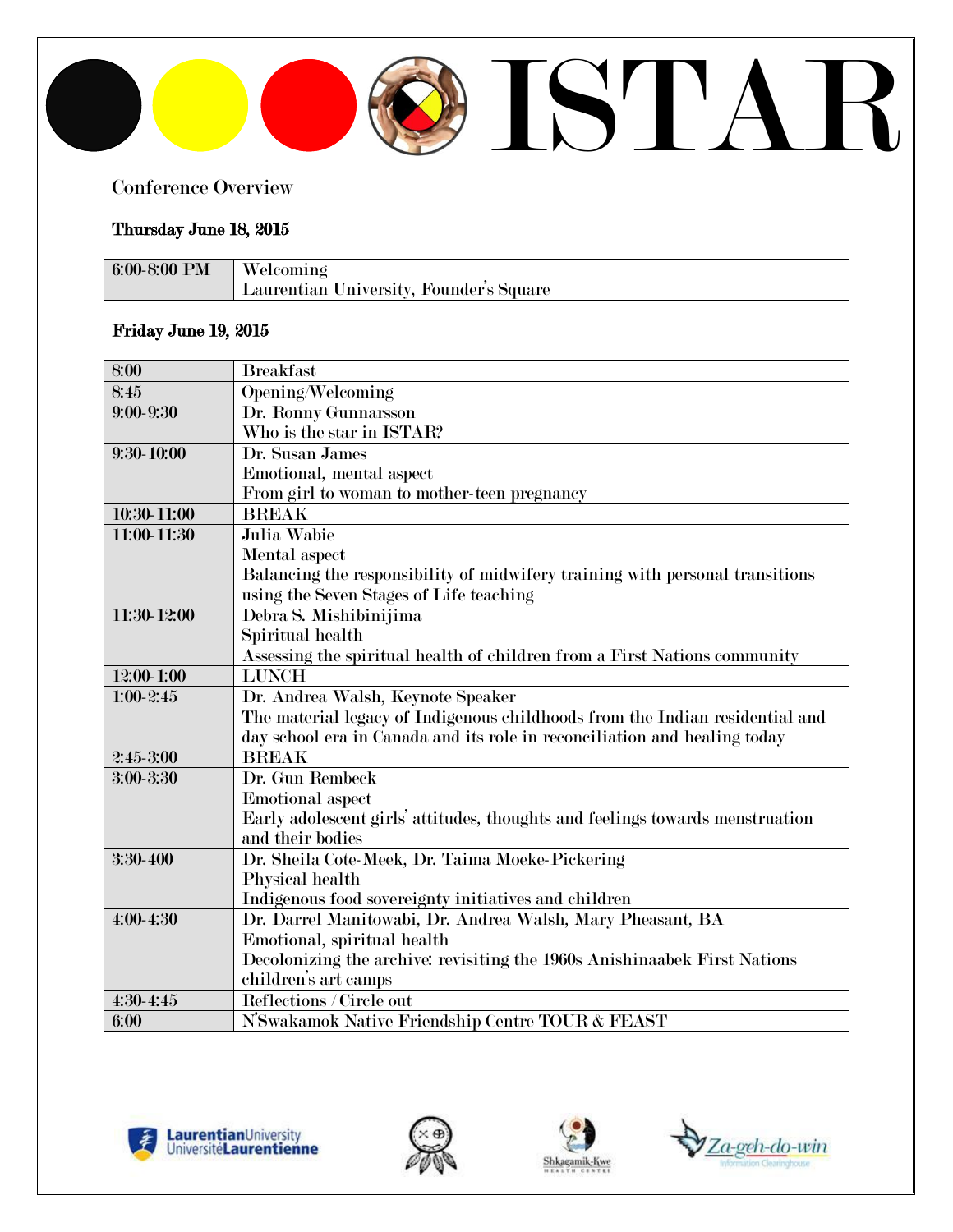# ISTAR

Conference Overview

**Thursday June 18, 2015**

| | |
|---|---|
| 6:00-8:00 PM | Welcoming<br>Laurentian University, Founder's Square |

**Friday June 19, 2015**

| | |
|---|---|
| 8:00 | Breakfast |
| 8:45 | Opening/Welcoming |
| 9:00-9:30 | Dr. Ronny Gunnarsson<br>Who is the star in ISTAR? |
| 9:30-10:00 | Dr. Susan James<br>Emotional, mental aspect<br>From girl to woman to mother-teen pregnancy |
| 10:30-11:00 | BREAK |
| 11:00-11:30 | Julia Wabie<br>Mental aspect<br>Balancing the responsibility of midwifery training with personal transitions using the Seven Stages of Life teaching |
| 11:30-12:00 | Debra S. Mishibinijima<br>Spiritual health<br>Assessing the spiritual health of children from a First Nations community |
| 12:00-1:00 | LUNCH |
| 1:00-2:45 | Dr. Andrea Walsh, Keynote Speaker<br>The material legacy of Indigenous childhoods from the Indian residential and day school era in Canada and its role in reconciliation and healing today |
| 2:45-3:00 | BREAK |
| 3:00-3:30 | Dr. Gun Rembeck<br>Emotional aspect<br>Early adolescent girls' attitudes, thoughts and feelings towards menstruation and their bodies |
| 3:30-400 | Dr. Sheila Cote-Meek, Dr. Taima Moeke-Pickering<br>Physical health<br>Indigenous food sovereignty initiatives and children |
| 4:00-4:30 | Dr. Darrel Manitowabi, Dr. Andrea Walsh, Mary Pheasant, BA<br>Emotional, spiritual health<br>Decolonizing the archive: revisiting the 1960s Anishinaabek First Nations children's art camps |
| 4:30-4:45 | Reflections / Circle out |
| 6:00 | N'Swakamok Native Friendship Centre TOUR & FEAST |

Laurentian University Université Laurentienne

Shkagamik-Kwe Health Centre

Za-geh-do-win Information Clearinghouse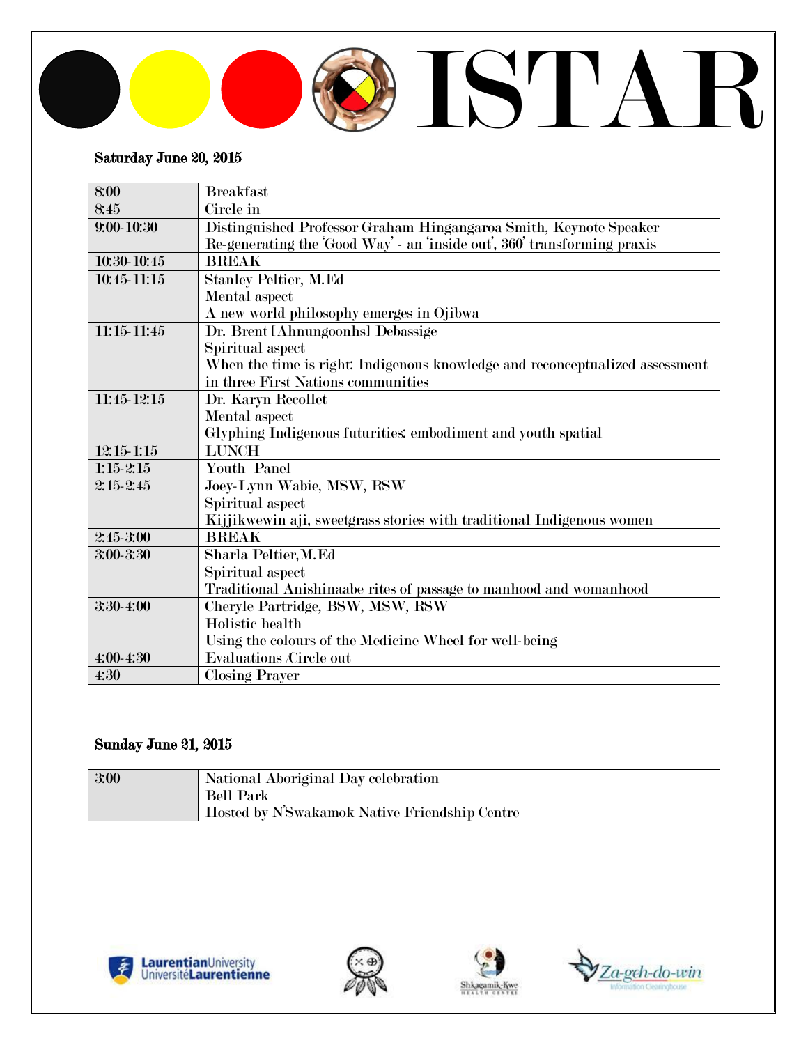# ISTAR

**Saturday June 20, 2015**

| | |
|---|---|
| 8:00 | Breakfast |
| 8:45 | Circle in |
| 9:00-10:30 | Distinguished Professor Graham Hingangaroa Smith, Keynote Speaker<br>Re-generating the 'Good Way' - an 'inside out', 360' transforming praxis |
| 10:30-10:45 | BREAK |
| 10:45-11:15 | Stanley Peltier, M.Ed<br>Mental aspect<br>A new world philosophy emerges in Ojibwa |
| 11:15-11:45 | Dr. Brent [Ahnungoonhs] Debassige<br>Spiritual aspect<br>When the time is right: Indigenous knowledge and reconceptualized assessment in three First Nations communities |
| 11:45-12:15 | Dr. Karyn Recollet<br>Mental aspect<br>Glyphing Indigenous futurities: embodiment and youth spatial |
| 12:15-1:15 | LUNCH |
| 1:15-2:15 | Youth Panel |
| 2:15-2:45 | Joey-Lynn Wabie, MSW, RSW<br>Spiritual aspect<br>Kijjikwewin aji, sweetgrass stories with traditional Indigenous women |
| 2:45-3:00 | BREAK |
| 3:00-3:30 | Sharla Peltier, M.Ed<br>Spiritual aspect<br>Traditional Anishinaabe rites of passage to manhood and womanhood |
| 3:30-4:00 | Cheryle Partridge, BSW, MSW, RSW<br>Holistic health<br>Using the colours of the Medicine Wheel for well-being |
| 4:00-4:30 | Evaluations /Circle out |
| 4:30 | Closing Prayer |

**Sunday June 21, 2015**

| | |
|---|---|
| 3:00 | National Aboriginal Day celebration<br>Bell Park<br>Hosted by N'Swakamok Native Friendship Centre |

Laurentian University Université Laurentienne

Shkagamik-Kwe Health Centre

Za-geh-do-win Information Clearinghouse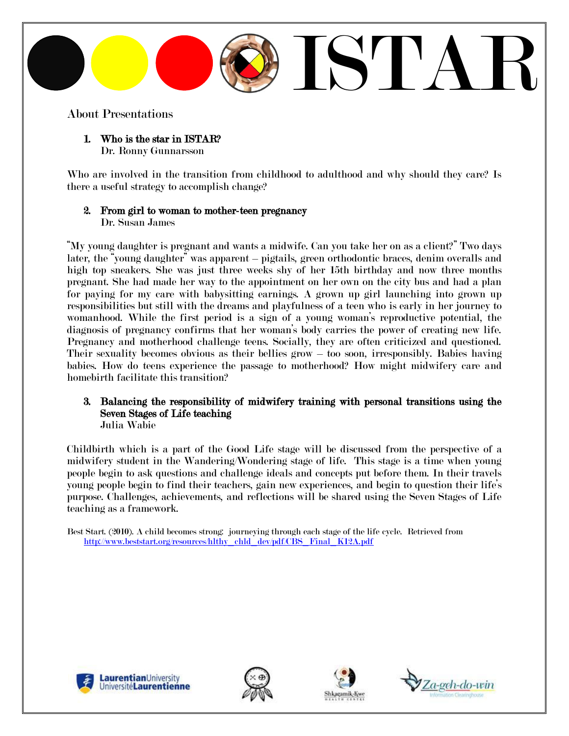# ISTAR

## About Presentations

1. **Who is the star in ISTAR?**
   Dr. Ronny Gunnarsson

Who are involved in the transition from childhood to adulthood and why should they care? Is there a useful strategy to accomplish change?

2. **From girl to woman to mother-teen pregnancy**
   Dr. Susan James

"My young daughter is pregnant and wants a midwife. Can you take her on as a client?" Two days later, the "young daughter" was apparent – pigtails, green orthodontic braces, denim overalls and high top sneakers. She was just three weeks shy of her 15th birthday and now three months pregnant. She had made her way to the appointment on her own on the city bus and had a plan for paying for my care with babysitting earnings. A grown up girl launching into grown up responsibilities but still with the dreams and playfulness of a teen who is early in her journey to womanhood. While the first period is a sign of a young woman's reproductive potential, the diagnosis of pregnancy confirms that her woman's body carries the power of creating new life. Pregnancy and motherhood challenge teens. Socially, they are often criticized and questioned. Their sexuality becomes obvious as their bellies grow – too soon, irresponsibly. Babies having babies. How do teens experience the passage to motherhood? How might midwifery care and homebirth facilitate this transition?

3. **Balancing the responsibility of midwifery training with personal transitions using the Seven Stages of Life teaching**
   Julia Wabie

Childbirth which is a part of the Good Life stage will be discussed from the perspective of a midwifery student in the Wandering/Wondering stage of life. This stage is a time when young people begin to ask questions and challenge ideals and concepts put before them. In their travels young people begin to find their teachers, gain new experiences, and begin to question their life's purpose. Challenges, achievements, and reflections will be shared using the Seven Stages of Life teaching as a framework.

Best Start. (2010). A child becomes strong: journeying through each stage of the life cycle. Retrieved from http://www.beststart.org/resources/hlthy_chld_dev/pdf/CBS_Final_K12A.pdf

Laurentian University Université Laurentienne — Shkagamik-Kwe Health Centre — Za-geh-do-win Information Clearinghouse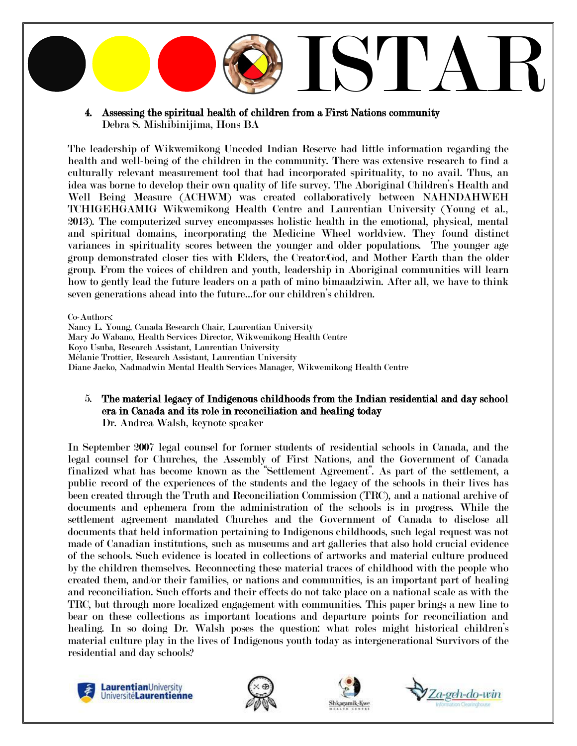## 4. Assessing the spiritual health of children from a First Nations community

Debra S. Mishibinijima, Hons BA

The leadership of Wikwemikong Unceded Indian Reserve had little information regarding the health and well-being of the children in the community. There was extensive research to find a culturally relevant measurement tool that had incorporated spirituality, to no avail. Thus, an idea was borne to develop their own quality of life survey. The Aboriginal Children's Health and Well Being Measure (ACHWM) was created collaboratively between NAHNDAHWEH TCHIGEHGAMIG Wikwemikong Health Centre and Laurentian University (Young et al., 2013). The computerized survey encompasses holistic health in the emotional, physical, mental and spiritual domains, incorporating the Medicine Wheel worldview. They found distinct variances in spirituality scores between the younger and older populations. The younger age group demonstrated closer ties with Elders, the Creator/God, and Mother Earth than the older group. From the voices of children and youth, leadership in Aboriginal communities will learn how to gently lead the future leaders on a path of mino bimaadziwin. After all, we have to think seven generations ahead into the future…for our children's children.

Co-Authors:
Nancy L. Young, Canada Research Chair, Laurentian University
Mary Jo Wabano, Health Services Director, Wikwemikong Health Centre
Koyo Usuba, Research Assistant, Laurentian University
Mélanie Trottier, Research Assistant, Laurentian University
Diane Jacko, Nadmadwin Mental Health Services Manager, Wikwemikong Health Centre

## 5. The material legacy of Indigenous childhoods from the Indian residential and day school era in Canada and its role in reconciliation and healing today

Dr. Andrea Walsh, keynote speaker

In September 2007 legal counsel for former students of residential schools in Canada, and the legal counsel for Churches, the Assembly of First Nations, and the Government of Canada finalized what has become known as the "Settlement Agreement". As part of the settlement, a public record of the experiences of the students and the legacy of the schools in their lives has been created through the Truth and Reconciliation Commission (TRC), and a national archive of documents and ephemera from the administration of the schools is in progress. While the settlement agreement mandated Churches and the Government of Canada to disclose all documents that held information pertaining to Indigenous childhoods, such legal request was not made of Canadian institutions, such as museums and art galleries that also hold crucial evidence of the schools. Such evidence is located in collections of artworks and material culture produced by the children themselves. Reconnecting these material traces of childhood with the people who created them, and/or their families, or nations and communities, is an important part of healing and reconciliation. Such efforts and their effects do not take place on a national scale as with the TRC, but through more localized engagement with communities. This paper brings a new line to bear on these collections as important locations and departure points for reconciliation and healing. In so doing Dr. Walsh poses the question: what roles might historical children's material culture play in the lives of Indigenous youth today as intergenerational Survivors of the residential and day schools?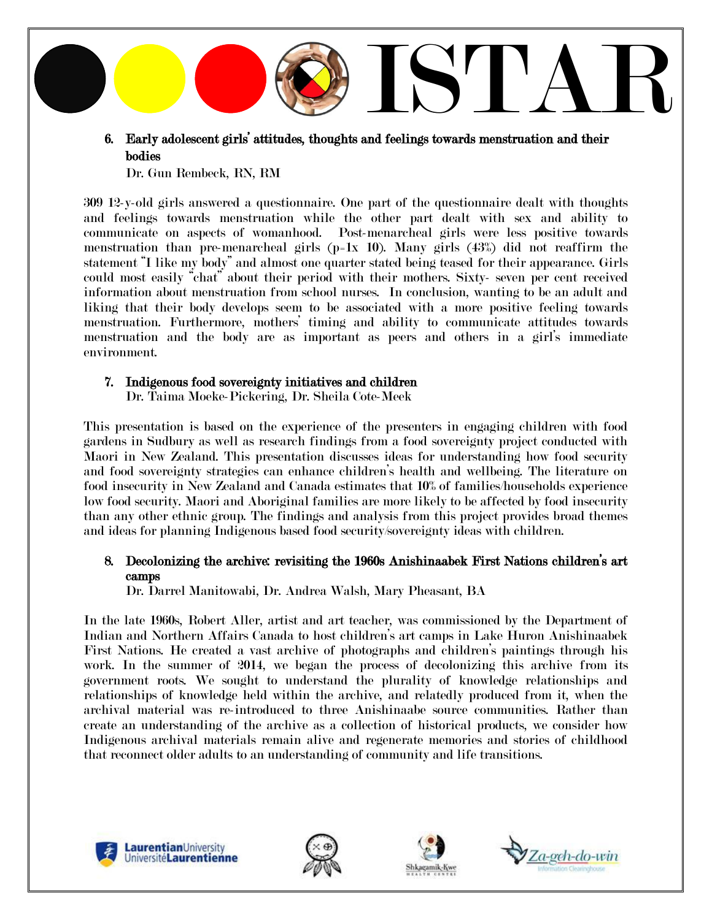6. **Early adolescent girls' attitudes, thoughts and feelings towards menstruation and their bodies**
   Dr. Gun Rembeck, RN, RM

309 12-y-old girls answered a questionnaire. One part of the questionnaire dealt with thoughts and feelings towards menstruation while the other part dealt with sex and ability to communicate on aspects of womanhood. Post-menarcheal girls were less positive towards menstruation than pre-menarcheal girls (p=1x 10). Many girls (43%) did not reaffirm the statement "I like my body" and almost one quarter stated being teased for their appearance. Girls could most easily "chat" about their period with their mothers. Sixty- seven per cent received information about menstruation from school nurses. In conclusion, wanting to be an adult and liking that their body develops seem to be associated with a more positive feeling towards menstruation. Furthermore, mothers' timing and ability to communicate attitudes towards menstruation and the body are as important as peers and others in a girl's immediate environment.

7. **Indigenous food sovereignty initiatives and children**
   Dr. Taima Moeke-Pickering, Dr. Sheila Cote-Meek

This presentation is based on the experience of the presenters in engaging children with food gardens in Sudbury as well as research findings from a food sovereignty project conducted with Maori in New Zealand. This presentation discusses ideas for understanding how food security and food sovereignty strategies can enhance children's health and wellbeing. The literature on food insecurity in New Zealand and Canada estimates that 10% of families/households experience low food security. Maori and Aboriginal families are more likely to be affected by food insecurity than any other ethnic group. The findings and analysis from this project provides broad themes and ideas for planning Indigenous based food security/sovereignty ideas with children.

8. **Decolonizing the archive: revisiting the 1960s Anishinaabek First Nations children's art camps**
   Dr. Darrel Manitowabi, Dr. Andrea Walsh, Mary Pheasant, BA

In the late 1960s, Robert Aller, artist and art teacher, was commissioned by the Department of Indian and Northern Affairs Canada to host children's art camps in Lake Huron Anishinaabek First Nations. He created a vast archive of photographs and children's paintings through his work. In the summer of 2014, we began the process of decolonizing this archive from its government roots. We sought to understand the plurality of knowledge relationships and relationships of knowledge held within the archive, and relatedly produced from it, when the archival material was re-introduced to three Anishinaabe source communities. Rather than create an understanding of the archive as a collection of historical products, we consider how Indigenous archival materials remain alive and regenerate memories and stories of childhood that reconnect older adults to an understanding of community and life transitions.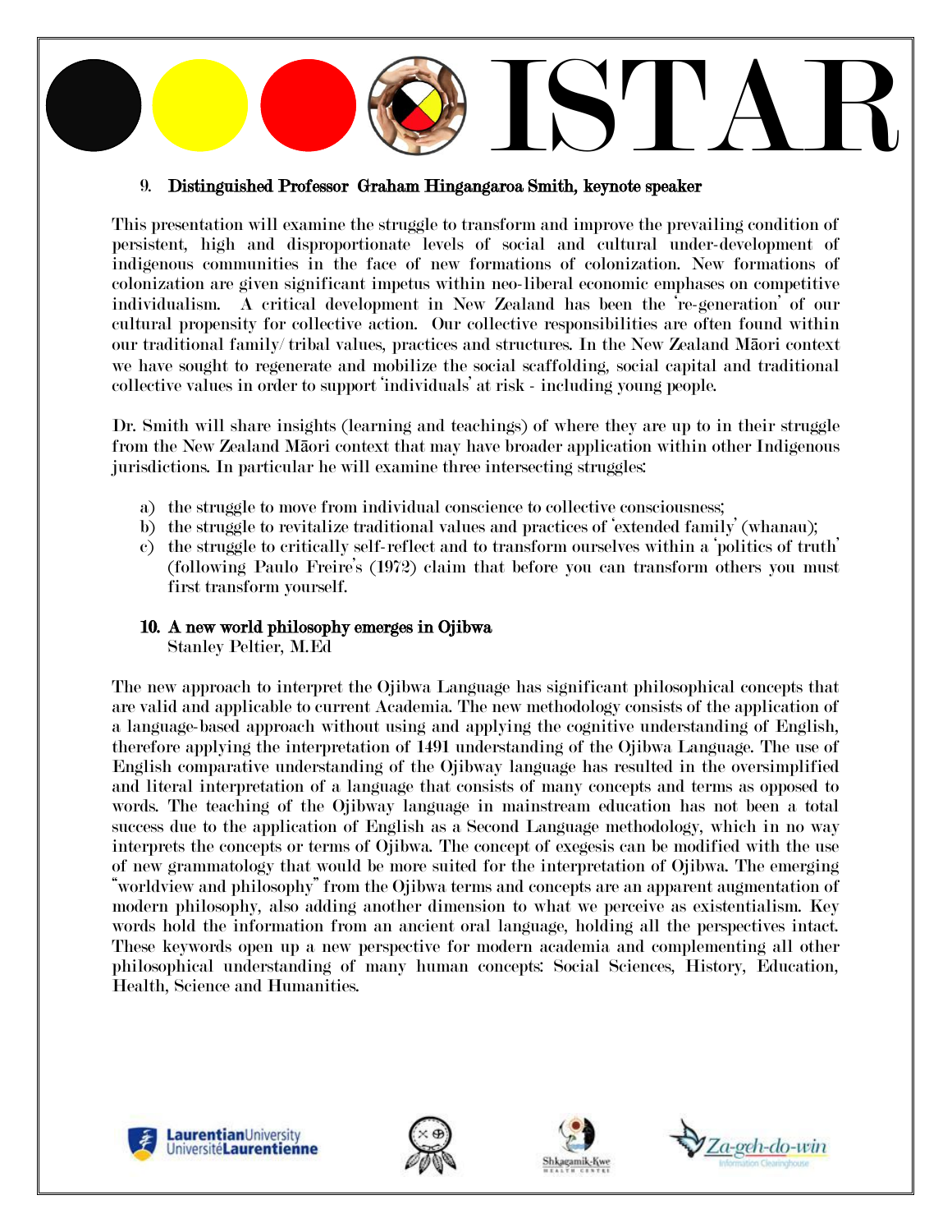# ISTAR

### 9. Distinguished Professor Graham Hingangaroa Smith, keynote speaker

This presentation will examine the struggle to transform and improve the prevailing condition of persistent, high and disproportionate levels of social and cultural under-development of indigenous communities in the face of new formations of colonization. New formations of colonization are given significant impetus within neo-liberal economic emphases on competitive individualism. A critical development in New Zealand has been the 're-generation' of our cultural propensity for collective action. Our collective responsibilities are often found within our traditional family/tribal values, practices and structures. In the New Zealand Māori context we have sought to regenerate and mobilize the social scaffolding, social capital and traditional collective values in order to support 'individuals' at risk - including young people.

Dr. Smith will share insights (learning and teachings) of where they are up to in their struggle from the New Zealand Māori context that may have broader application within other Indigenous jurisdictions. In particular he will examine three intersecting struggles:

a) the struggle to move from individual conscience to collective consciousness;
b) the struggle to revitalize traditional values and practices of 'extended family' (whanau);
c) the struggle to critically self-reflect and to transform ourselves within a 'politics of truth' (following Paulo Freire's (1972) claim that before you can transform others you must first transform yourself.

### 10. A new world philosophy emerges in Ojibwa

Stanley Peltier, M.Ed

The new approach to interpret the Ojibwa Language has significant philosophical concepts that are valid and applicable to current Academia. The new methodology consists of the application of a language-based approach without using and applying the cognitive understanding of English, therefore applying the interpretation of 1491 understanding of the Ojibwa Language. The use of English comparative understanding of the Ojibway language has resulted in the oversimplified and literal interpretation of a language that consists of many concepts and terms as opposed to words. The teaching of the Ojibway language in mainstream education has not been a total success due to the application of English as a Second Language methodology, which in no way interprets the concepts or terms of Ojibwa. The concept of exegesis can be modified with the use of new grammatology that would be more suited for the interpretation of Ojibwa. The emerging "worldview and philosophy" from the Ojibwa terms and concepts are an apparent augmentation of modern philosophy, also adding another dimension to what we perceive as existentialism. Key words hold the information from an ancient oral language, holding all the perspectives intact. These keywords open up a new perspective for modern academia and complementing all other philosophical understanding of many human concepts: Social Sciences, History, Education, Health, Science and Humanities.

LaurentianUniversity UniversitéLaurentienne

Shkagamik-Kwe Health Centre

Za-geh-do-win Information Clearinghouse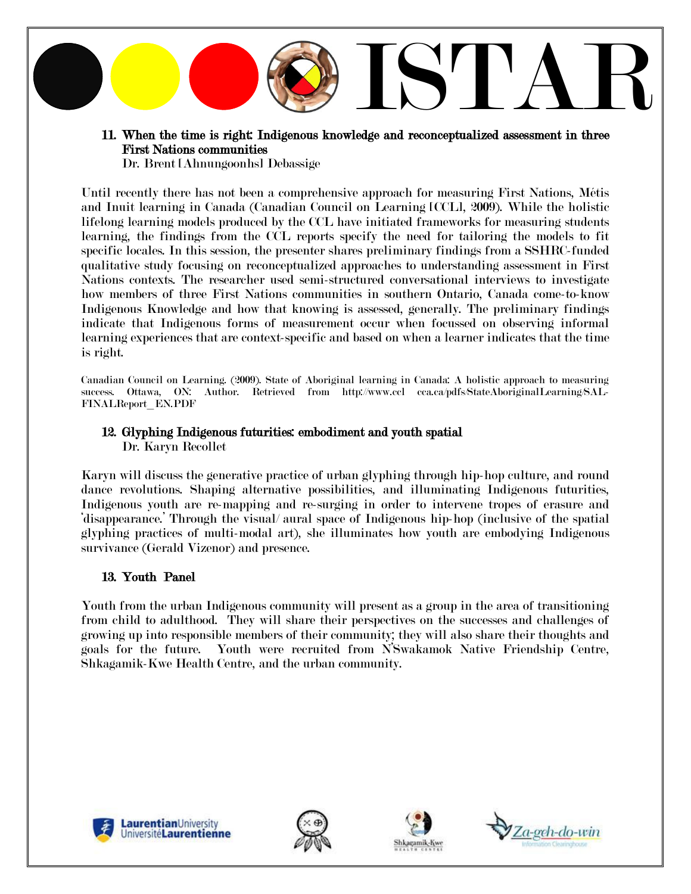**11. When the time is right: Indigenous knowledge and reconceptualized assessment in three First Nations communities**
Dr. Brent [Ahnungoonhs] Debassige

Until recently there has not been a comprehensive approach for measuring First Nations, Métis and Inuit learning in Canada (Canadian Council on Learning [CCL], 2009). While the holistic lifelong learning models produced by the CCL have initiated frameworks for measuring students learning, the findings from the CCL reports specify the need for tailoring the models to fit specific locales. In this session, the presenter shares preliminary findings from a SSHRC-funded qualitative study focusing on reconceptualized approaches to understanding assessment in First Nations contexts. The researcher used semi-structured conversational interviews to investigate how members of three First Nations communities in southern Ontario, Canada come-to-know Indigenous Knowledge and how that knowing is assessed, generally. The preliminary findings indicate that Indigenous forms of measurement occur when focussed on observing informal learning experiences that are context-specific and based on when a learner indicates that the time is right.

Canadian Council on Learning. (2009). State of Aboriginal learning in Canada: A holistic approach to measuring success. Ottawa, ON: Author. Retrieved from http://www.ccl cca.ca/pdfs/StateAboriginalLearning/SAL-FINALReport_EN.PDF

**12. Glyphing Indigenous futurities: embodiment and youth spatial**
Dr. Karyn Recollet

Karyn will discuss the generative practice of urban glyphing through hip-hop culture, and round dance revolutions. Shaping alternative possibilities, and illuminating Indigenous futurities, Indigenous youth are re-mapping and re-surging in order to intervene tropes of erasure and 'disappearance.' Through the visual/ aural space of Indigenous hip-hop (inclusive of the spatial glyphing practices of multi-modal art), she illuminates how youth are embodying Indigenous survivance (Gerald Vizenor) and presence.

**13. Youth Panel**

Youth from the urban Indigenous community will present as a group in the area of transitioning from child to adulthood. They will share their perspectives on the successes and challenges of growing up into responsible members of their community; they will also share their thoughts and goals for the future. Youth were recruited from N'Swakamok Native Friendship Centre, Shkagamik-Kwe Health Centre, and the urban community.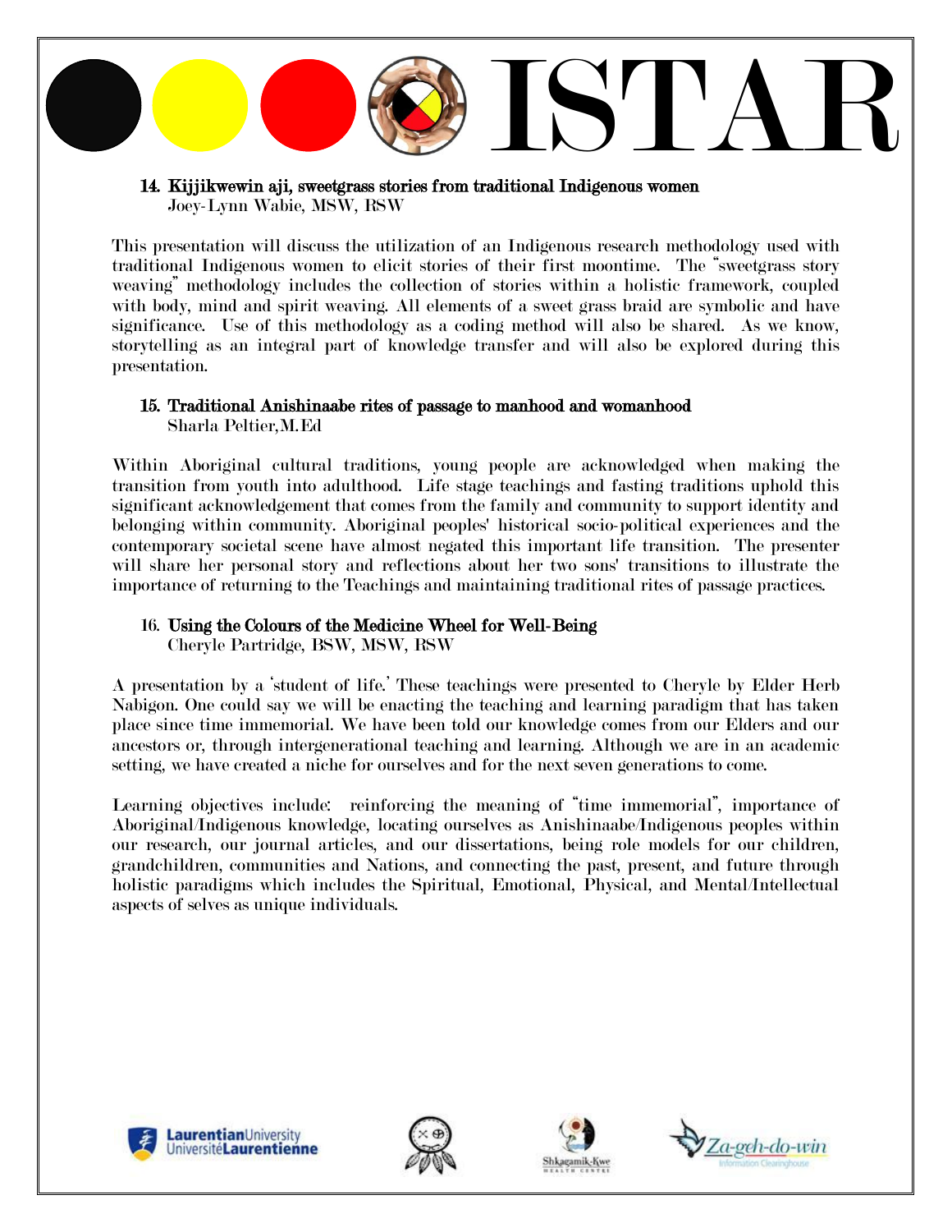# ISTAR

**14. Kijjikwewin aji, sweetgrass stories from traditional Indigenous women**
Joey-Lynn Wabie, MSW, RSW

This presentation will discuss the utilization of an Indigenous research methodology used with traditional Indigenous women to elicit stories of their first moontime. The "sweetgrass story weaving" methodology includes the collection of stories within a holistic framework, coupled with body, mind and spirit weaving. All elements of a sweet grass braid are symbolic and have significance. Use of this methodology as a coding method will also be shared. As we know, storytelling as an integral part of knowledge transfer and will also be explored during this presentation.

**15. Traditional Anishinaabe rites of passage to manhood and womanhood**
Sharla Peltier, M.Ed

Within Aboriginal cultural traditions, young people are acknowledged when making the transition from youth into adulthood. Life stage teachings and fasting traditions uphold this significant acknowledgement that comes from the family and community to support identity and belonging within community. Aboriginal peoples' historical socio-political experiences and the contemporary societal scene have almost negated this important life transition. The presenter will share her personal story and reflections about her two sons' transitions to illustrate the importance of returning to the Teachings and maintaining traditional rites of passage practices.

**16. Using the Colours of the Medicine Wheel for Well-Being**
Cheryle Partridge, BSW, MSW, RSW

A presentation by a 'student of life.' These teachings were presented to Cheryle by Elder Herb Nabigon. One could say we will be enacting the teaching and learning paradigm that has taken place since time immemorial. We have been told our knowledge comes from our Elders and our ancestors or, through intergenerational teaching and learning. Although we are in an academic setting, we have created a niche for ourselves and for the next seven generations to come.

Learning objectives include: reinforcing the meaning of "time immemorial", importance of Aboriginal/Indigenous knowledge, locating ourselves as Anishinaabe/Indigenous peoples within our research, our journal articles, and our dissertations, being role models for our children, grandchildren, communities and Nations, and connecting the past, present, and future through holistic paradigms which includes the Spiritual, Emotional, Physical, and Mental/Intellectual aspects of selves as unique individuals.

Laurentian University / Université Laurentienne

Shkagamik-Kwe Health Centre

Za-geh-do-win Information Clearinghouse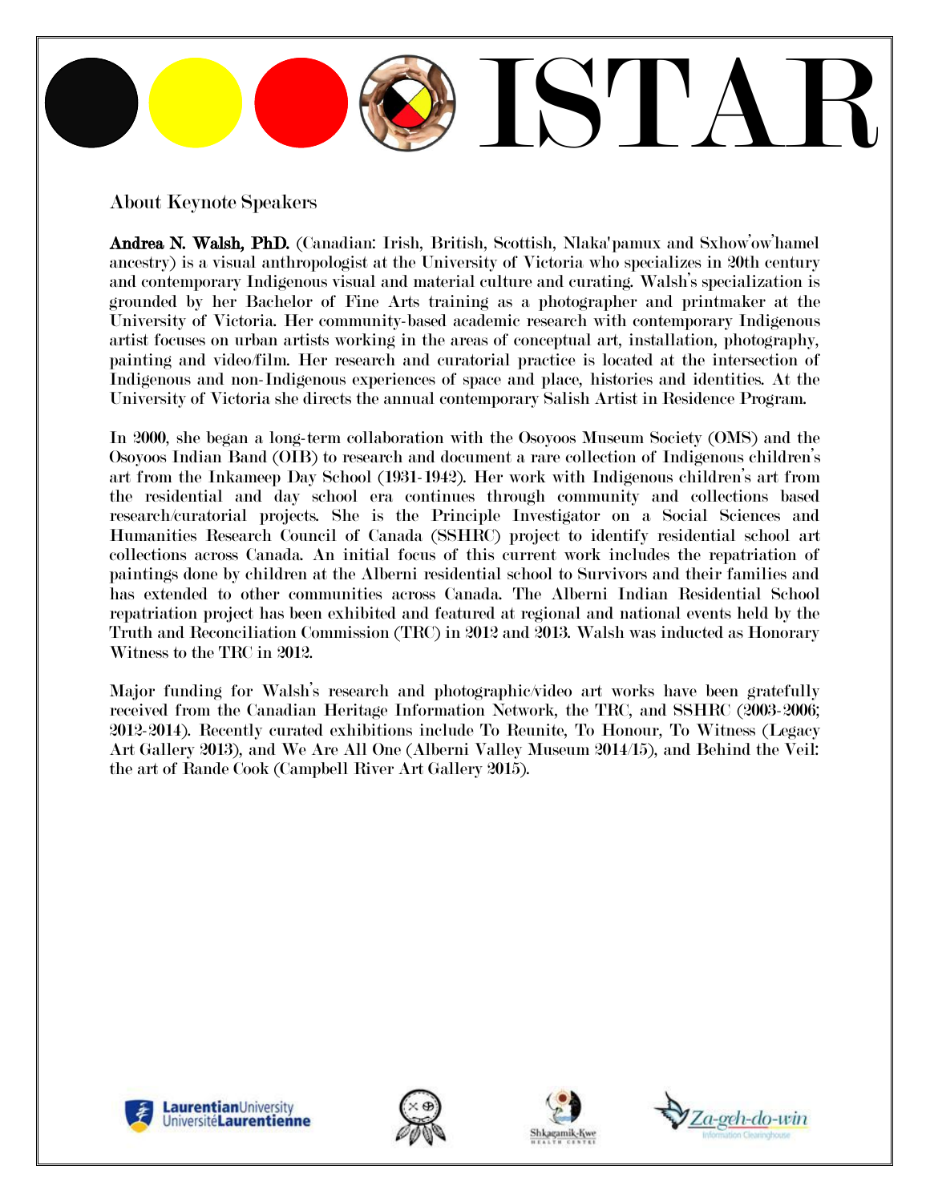# ISTAR

## About Keynote Speakers

**Andrea N. Walsh, PhD.** (Canadian: Irish, British, Scottish, Nlaka'pamux and Sxhow'ow'hamel ancestry) is a visual anthropologist at the University of Victoria who specializes in 20th century and contemporary Indigenous visual and material culture and curating. Walsh's specialization is grounded by her Bachelor of Fine Arts training as a photographer and printmaker at the University of Victoria. Her community-based academic research with contemporary Indigenous artist focuses on urban artists working in the areas of conceptual art, installation, photography, painting and video/film. Her research and curatorial practice is located at the intersection of Indigenous and non-Indigenous experiences of space and place, histories and identities. At the University of Victoria she directs the annual contemporary Salish Artist in Residence Program.

In 2000, she began a long-term collaboration with the Osoyoos Museum Society (OMS) and the Osoyoos Indian Band (OIB) to research and document a rare collection of Indigenous children's art from the Inkameep Day School (1931-1942). Her work with Indigenous children's art from the residential and day school era continues through community and collections based research/curatorial projects. She is the Principle Investigator on a Social Sciences and Humanities Research Council of Canada (SSHRC) project to identify residential school art collections across Canada. An initial focus of this current work includes the repatriation of paintings done by children at the Alberni residential school to Survivors and their families and has extended to other communities across Canada. The Alberni Indian Residential School repatriation project has been exhibited and featured at regional and national events held by the Truth and Reconciliation Commission (TRC) in 2012 and 2013. Walsh was inducted as Honorary Witness to the TRC in 2012.

Major funding for Walsh's research and photographic/video art works have been gratefully received from the Canadian Heritage Information Network, the TRC, and SSHRC (2003-2006; 2012-2014). Recently curated exhibitions include To Reunite, To Honour, To Witness (Legacy Art Gallery 2013), and We Are All One (Alberni Valley Museum 2014/15), and Behind the Veil: the art of Rande Cook (Campbell River Art Gallery 2015).

Laurentian University Université Laurentienne

Shkagamik-Kwe Health Centre

Za-geh-do-win Information Clearinghouse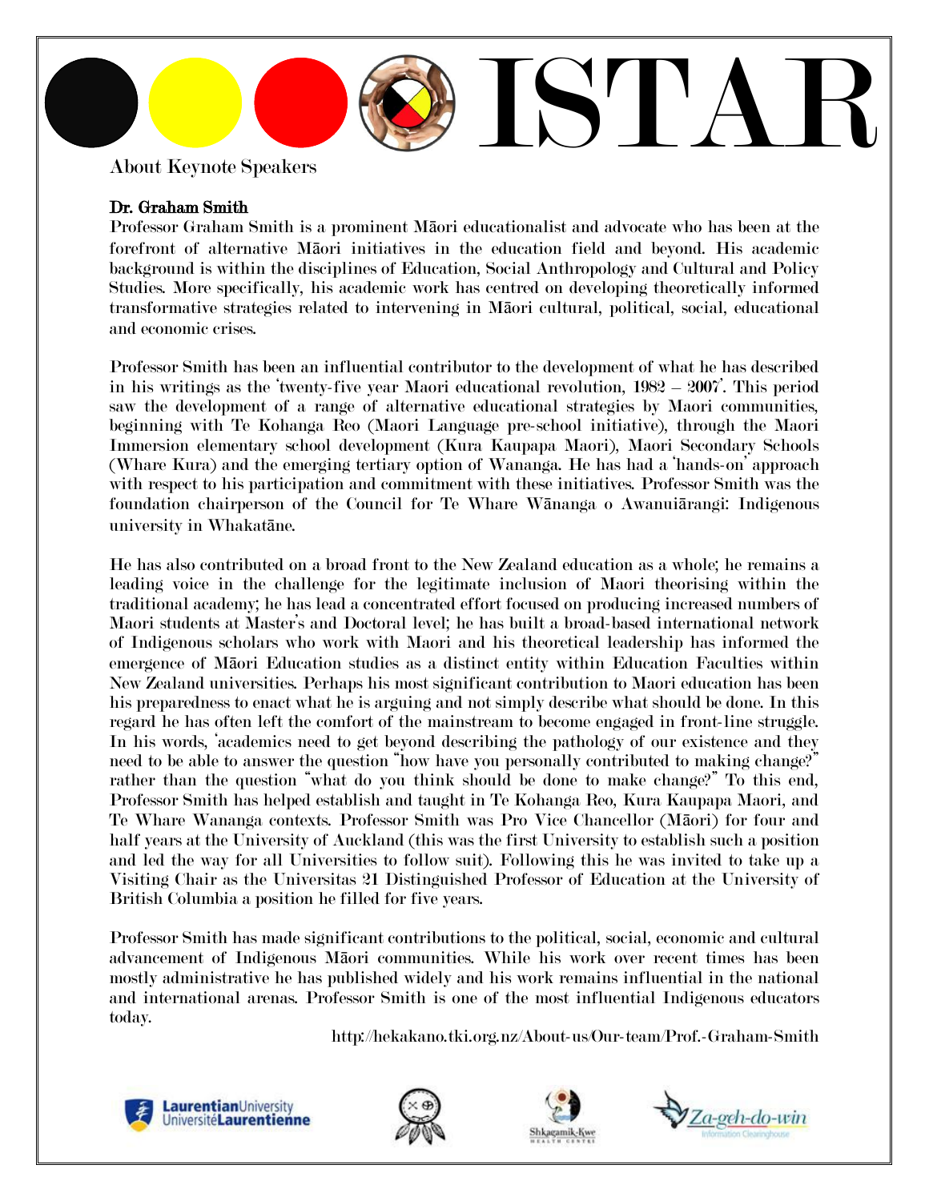# ISTAR

About Keynote Speakers

## Dr. Graham Smith

Professor Graham Smith is a prominent Māori educationalist and advocate who has been at the forefront of alternative Māori initiatives in the education field and beyond. His academic background is within the disciplines of Education, Social Anthropology and Cultural and Policy Studies. More specifically, his academic work has centred on developing theoretically informed transformative strategies related to intervening in Māori cultural, political, social, educational and economic crises.

Professor Smith has been an influential contributor to the development of what he has described in his writings as the 'twenty-five year Maori educational revolution, 1982 – 2007'. This period saw the development of a range of alternative educational strategies by Maori communities, beginning with Te Kohanga Reo (Maori Language pre-school initiative), through the Maori Immersion elementary school development (Kura Kaupapa Maori), Maori Secondary Schools (Whare Kura) and the emerging tertiary option of Wananga. He has had a 'hands-on' approach with respect to his participation and commitment with these initiatives. Professor Smith was the foundation chairperson of the Council for Te Whare Wānanga o Awanuiārangi: Indigenous university in Whakatāne.

He has also contributed on a broad front to the New Zealand education as a whole; he remains a leading voice in the challenge for the legitimate inclusion of Maori theorising within the traditional academy; he has lead a concentrated effort focused on producing increased numbers of Maori students at Master's and Doctoral level; he has built a broad-based international network of Indigenous scholars who work with Maori and his theoretical leadership has informed the emergence of Māori Education studies as a distinct entity within Education Faculties within New Zealand universities. Perhaps his most significant contribution to Maori education has been his preparedness to enact what he is arguing and not simply describe what should be done. In this regard he has often left the comfort of the mainstream to become engaged in front-line struggle. In his words, 'academics need to get beyond describing the pathology of our existence and they need to be able to answer the question "how have you personally contributed to making change?" rather than the question "what do you think should be done to make change?" To this end, Professor Smith has helped establish and taught in Te Kohanga Reo, Kura Kaupapa Maori, and Te Whare Wananga contexts. Professor Smith was Pro Vice Chancellor (Māori) for four and half years at the University of Auckland (this was the first University to establish such a position and led the way for all Universities to follow suit). Following this he was invited to take up a Visiting Chair as the Universitas 21 Distinguished Professor of Education at the University of British Columbia a position he filled for five years.

Professor Smith has made significant contributions to the political, social, economic and cultural advancement of Indigenous Māori communities. While his work over recent times has been mostly administrative he has published widely and his work remains influential in the national and international arenas. Professor Smith is one of the most influential Indigenous educators today.

http://hekakano.tki.org.nz/About-us/Our-team/Prof.-Graham-Smith

Laurentian University Université Laurentienne | Shkagamik-Kwe Health Centre | Za-geh-do-win Information Clearinghouse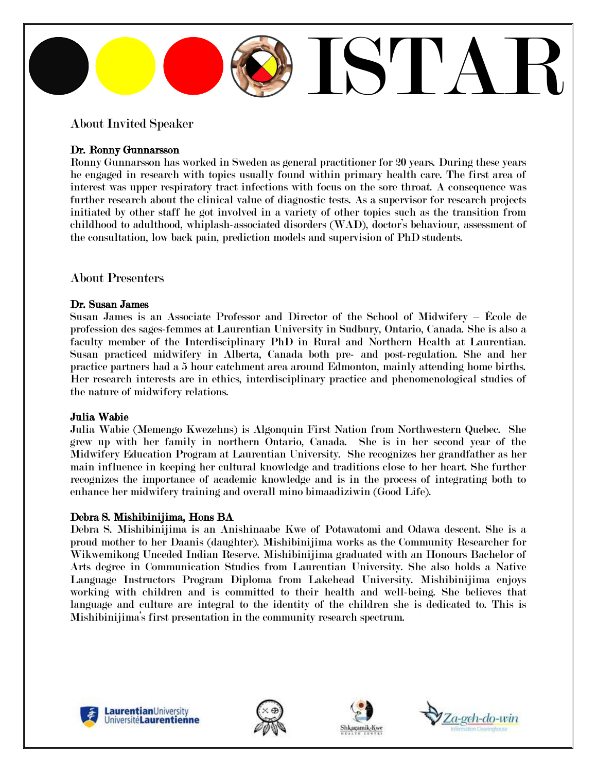# ISTAR

## About Invited Speaker

**Dr. Ronny Gunnarsson**

Ronny Gunnarsson has worked in Sweden as general practitioner for 20 years. During these years he engaged in research with topics usually found within primary health care. The first area of interest was upper respiratory tract infections with focus on the sore throat. A consequence was further research about the clinical value of diagnostic tests. As a supervisor for research projects initiated by other staff he got involved in a variety of other topics such as the transition from childhood to adulthood, whiplash-associated disorders (WAD), doctor's behaviour, assessment of the consultation, low back pain, prediction models and supervision of PhD students.

## About Presenters

**Dr. Susan James**

Susan James is an Associate Professor and Director of the School of Midwifery – École de profession des sages-femmes at Laurentian University in Sudbury, Ontario, Canada. She is also a faculty member of the Interdisciplinary PhD in Rural and Northern Health at Laurentian. Susan practiced midwifery in Alberta, Canada both pre- and post-regulation. She and her practice partners had a 5 hour catchment area around Edmonton, mainly attending home births. Her research interests are in ethics, interdisciplinary practice and phenomenological studies of the nature of midwifery relations.

**Julia Wabie**

Julia Wabie (Memengo Kwezehns) is Algonquin First Nation from Northwestern Quebec. She grew up with her family in northern Ontario, Canada. She is in her second year of the Midwifery Education Program at Laurentian University. She recognizes her grandfather as her main influence in keeping her cultural knowledge and traditions close to her heart. She further recognizes the importance of academic knowledge and is in the process of integrating both to enhance her midwifery training and overall mino bimaadiziwin (Good Life).

**Debra S. Mishibinijima, Hons BA**

Debra S. Mishibinijima is an Anishinaabe Kwe of Potawatomi and Odawa descent. She is a proud mother to her Daanis (daughter). Mishibinijima works as the Community Researcher for Wikwemikong Unceded Indian Reserve. Mishibinijima graduated with an Honours Bachelor of Arts degree in Communication Studies from Laurentian University. She also holds a Native Language Instructors Program Diploma from Lakehead University. Mishibinijima enjoys working with children and is committed to their health and well-being. She believes that language and culture are integral to the identity of the children she is dedicated to. This is Mishibinijima's first presentation in the community research spectrum.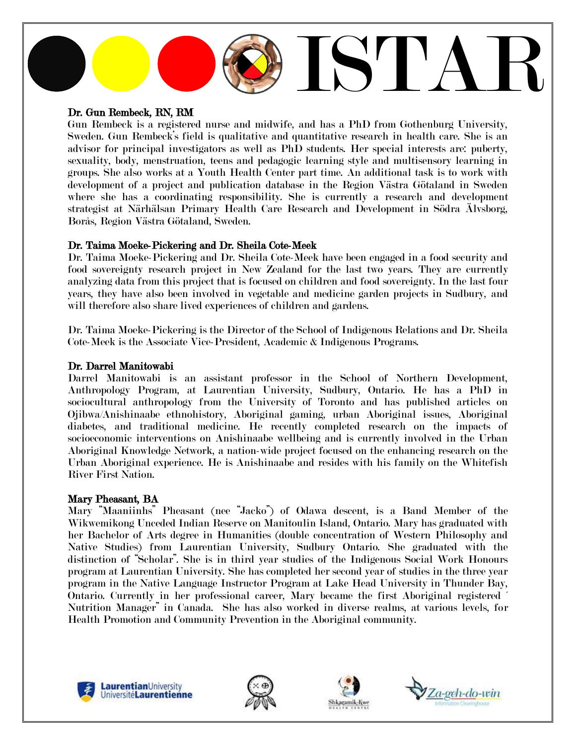# ISTAR

**Dr. Gun Rembeck, RN, RM**

Gun Rembeck is a registered nurse and midwife, and has a PhD from Gothenburg University, Sweden. Gun Rembeck's field is qualitative and quantitative research in health care. She is an advisor for principal investigators as well as PhD students. Her special interests are: puberty, sexuality, body, menstruation, teens and pedagogic learning style and multisensory learning in groups. She also works at a Youth Health Center part time. An additional task is to work with development of a project and publication database in the Region Västra Götaland in Sweden where she has a coordinating responsibility. She is currently a research and development strategist at Närhälsan Primary Health Care Research and Development in Södra Älvsborg, Borås, Region Västra Götaland, Sweden.

**Dr. Taima Moeke-Pickering and Dr. Sheila Cote-Meek**

Dr. Taima Moeke-Pickering and Dr. Sheila Cote-Meek have been engaged in a food security and food sovereignty research project in New Zealand for the last two years. They are currently analyzing data from this project that is focused on children and food sovereignty. In the last four years, they have also been involved in vegetable and medicine garden projects in Sudbury, and will therefore also share lived experiences of children and gardens.

Dr. Taima Moeke-Pickering is the Director of the School of Indigenous Relations and Dr. Sheila Cote-Meek is the Associate Vice-President, Academic & Indigenous Programs.

**Dr. Darrel Manitowabi**

Darrel Manitowabi is an assistant professor in the School of Northern Development, Anthropology Program, at Laurentian University, Sudbury, Ontario. He has a PhD in sociocultural anthropology from the University of Toronto and has published articles on Ojibwa/Anishinaabe ethnohistory, Aboriginal gaming, urban Aboriginal issues, Aboriginal diabetes, and traditional medicine. He recently completed research on the impacts of socioeconomic interventions on Anishinaabe wellbeing and is currently involved in the Urban Aboriginal Knowledge Network, a nation-wide project focused on the enhancing research on the Urban Aboriginal experience. He is Anishinaabe and resides with his family on the Whitefish River First Nation.

**Mary Pheasant, BA**

Mary "Maaniinhs" Pheasant (nee "Jacko") of Odawa descent, is a Band Member of the Wikwemikong Unceded Indian Reserve on Manitoulin Island, Ontario. Mary has graduated with her Bachelor of Arts degree in Humanities (double concentration of Western Philosophy and Native Studies) from Laurentian University, Sudbury Ontario. She graduated with the distinction of "Scholar". She is in third year studies of the Indigenous Social Work Honours program at Laurentian University. She has completed her second year of studies in the three year program in the Native Language Instructor Program at Lake Head University in Thunder Bay, Ontario. Currently in her professional career, Mary became the first Aboriginal registered ´ Nutrition Manager" in Canada. She has also worked in diverse realms, at various levels, for Health Promotion and Community Prevention in the Aboriginal community.

Laurentian University Université Laurentienne

Shkagamik-Kwe Health Centre

Za-geh-do-win Information Clearinghouse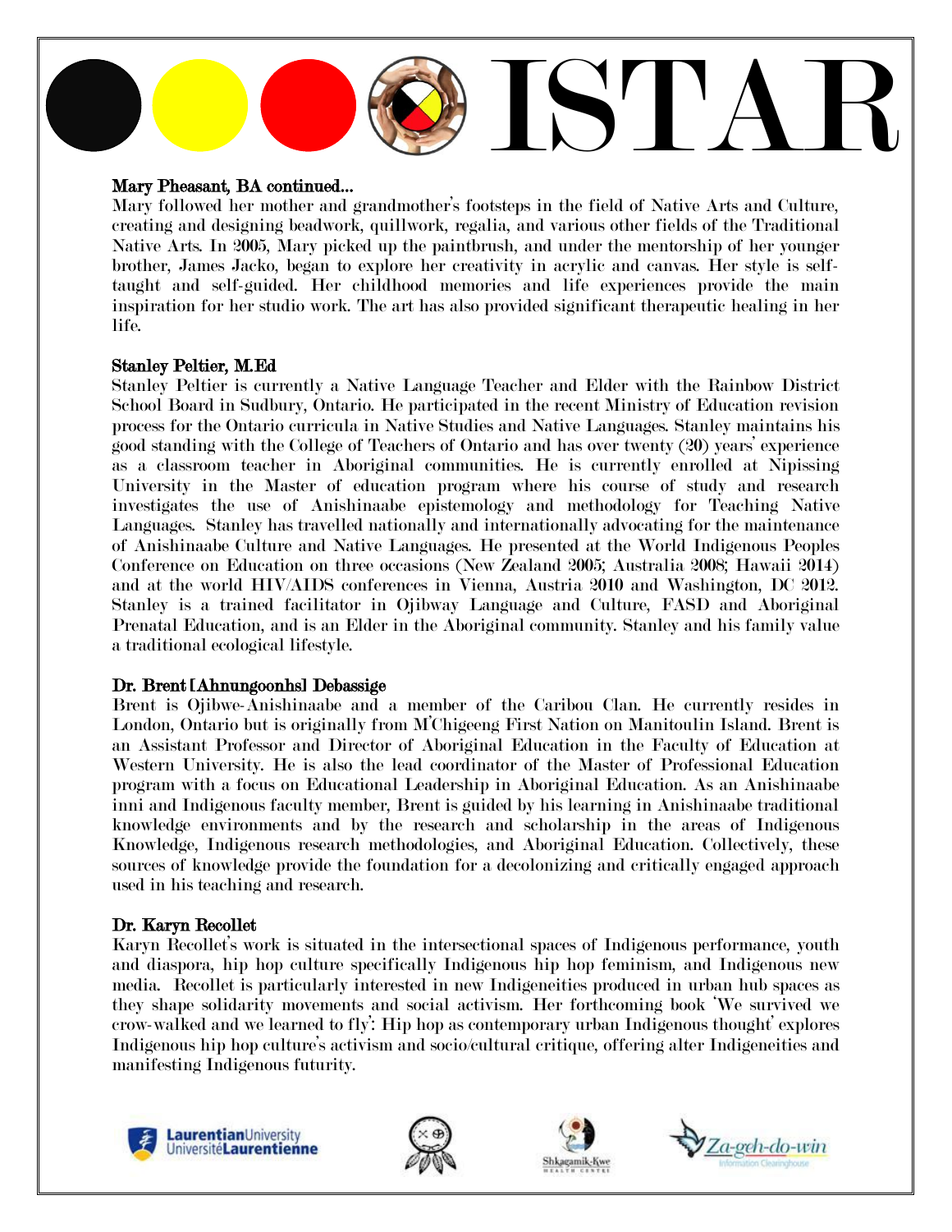**Mary Pheasant, BA continued…**

Mary followed her mother and grandmother's footsteps in the field of Native Arts and Culture, creating and designing beadwork, quillwork, regalia, and various other fields of the Traditional Native Arts. In 2005, Mary picked up the paintbrush, and under the mentorship of her younger brother, James Jacko, began to explore her creativity in acrylic and canvas. Her style is self-taught and self-guided. Her childhood memories and life experiences provide the main inspiration for her studio work. The art has also provided significant therapeutic healing in her life.

**Stanley Peltier, M.Ed**

Stanley Peltier is currently a Native Language Teacher and Elder with the Rainbow District School Board in Sudbury, Ontario. He participated in the recent Ministry of Education revision process for the Ontario curricula in Native Studies and Native Languages. Stanley maintains his good standing with the College of Teachers of Ontario and has over twenty (20) years' experience as a classroom teacher in Aboriginal communities. He is currently enrolled at Nipissing University in the Master of education program where his course of study and research investigates the use of Anishinaabe epistemology and methodology for Teaching Native Languages. Stanley has travelled nationally and internationally advocating for the maintenance of Anishinaabe Culture and Native Languages. He presented at the World Indigenous Peoples Conference on Education on three occasions (New Zealand 2005; Australia 2008; Hawaii 2014) and at the world HIV/AIDS conferences in Vienna, Austria 2010 and Washington, DC 2012. Stanley is a trained facilitator in Ojibway Language and Culture, FASD and Aboriginal Prenatal Education, and is an Elder in the Aboriginal community. Stanley and his family value a traditional ecological lifestyle.

**Dr. Brent [Ahnungoonhs] Debassige**

Brent is Ojibwe-Anishinaabe and a member of the Caribou Clan. He currently resides in London, Ontario but is originally from M'Chigeeng First Nation on Manitoulin Island. Brent is an Assistant Professor and Director of Aboriginal Education in the Faculty of Education at Western University. He is also the lead coordinator of the Master of Professional Education program with a focus on Educational Leadership in Aboriginal Education. As an Anishinaabe inni and Indigenous faculty member, Brent is guided by his learning in Anishinaabe traditional knowledge environments and by the research and scholarship in the areas of Indigenous Knowledge, Indigenous research methodologies, and Aboriginal Education. Collectively, these sources of knowledge provide the foundation for a decolonizing and critically engaged approach used in his teaching and research.

**Dr. Karyn Recollet**

Karyn Recollet's work is situated in the intersectional spaces of Indigenous performance, youth and diaspora, hip hop culture specifically Indigenous hip hop feminism, and Indigenous new media. Recollet is particularly interested in new Indigeneities produced in urban hub spaces as they shape solidarity movements and social activism. Her forthcoming book 'We survived we crow-walked and we learned to fly': Hip hop as contemporary urban Indigenous thought' explores Indigenous hip hop culture's activism and socio/cultural critique, offering alter Indigeneities and manifesting Indigenous futurity.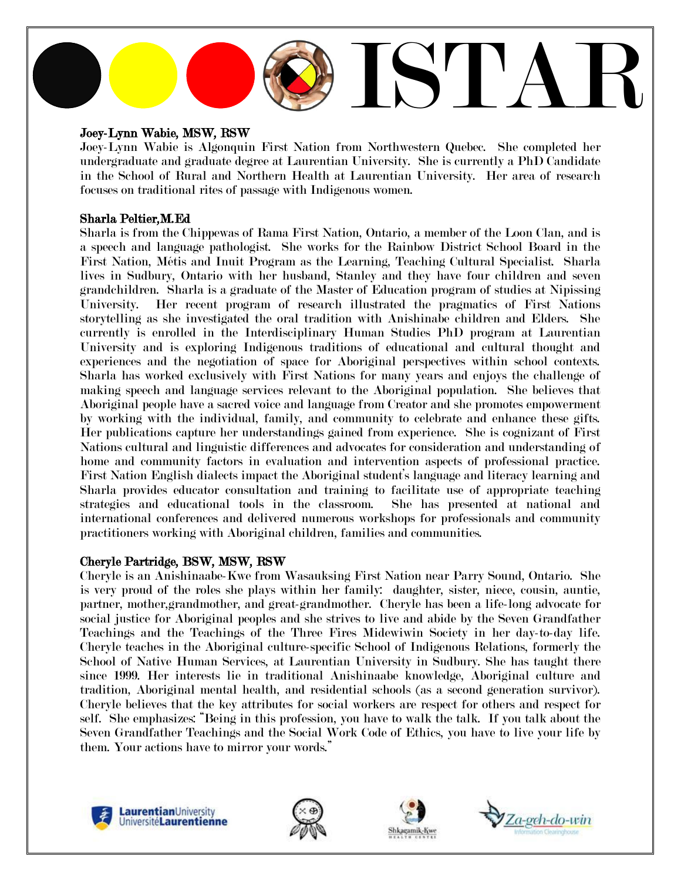# ISTAR

### Joey-Lynn Wabie, MSW, RSW

Joey-Lynn Wabie is Algonquin First Nation from Northwestern Quebec. She completed her undergraduate and graduate degree at Laurentian University. She is currently a PhD Candidate in the School of Rural and Northern Health at Laurentian University. Her area of research focuses on traditional rites of passage with Indigenous women.

### Sharla Peltier,M.Ed

Sharla is from the Chippewas of Rama First Nation, Ontario, a member of the Loon Clan, and is a speech and language pathologist. She works for the Rainbow District School Board in the First Nation, Métis and Inuit Program as the Learning, Teaching Cultural Specialist. Sharla lives in Sudbury, Ontario with her husband, Stanley and they have four children and seven grandchildren. Sharla is a graduate of the Master of Education program of studies at Nipissing University. Her recent program of research illustrated the pragmatics of First Nations storytelling as she investigated the oral tradition with Anishinabe children and Elders. She currently is enrolled in the Interdisciplinary Human Studies PhD program at Laurentian University and is exploring Indigenous traditions of educational and cultural thought and experiences and the negotiation of space for Aboriginal perspectives within school contexts. Sharla has worked exclusively with First Nations for many years and enjoys the challenge of making speech and language services relevant to the Aboriginal population. She believes that Aboriginal people have a sacred voice and language from Creator and she promotes empowerment by working with the individual, family, and community to celebrate and enhance these gifts. Her publications capture her understandings gained from experience. She is cognizant of First Nations cultural and linguistic differences and advocates for consideration and understanding of home and community factors in evaluation and intervention aspects of professional practice. First Nation English dialects impact the Aboriginal student's language and literacy learning and Sharla provides educator consultation and training to facilitate use of appropriate teaching strategies and educational tools in the classroom. She has presented at national and international conferences and delivered numerous workshops for professionals and community practitioners working with Aboriginal children, families and communities.

### Cheryle Partridge, BSW, MSW, RSW

Cheryle is an Anishinaabe-Kwe from Wasauksing First Nation near Parry Sound, Ontario. She is very proud of the roles she plays within her family: daughter, sister, niece, cousin, auntie, partner, mother,grandmother, and great-grandmother. Cheryle has been a life-long advocate for social justice for Aboriginal peoples and she strives to live and abide by the Seven Grandfather Teachings and the Teachings of the Three Fires Midewiwin Society in her day-to-day life. Cheryle teaches in the Aboriginal culture-specific School of Indigenous Relations, formerly the School of Native Human Services, at Laurentian University in Sudbury. She has taught there since 1999. Her interests lie in traditional Anishinaabe knowledge, Aboriginal culture and tradition, Aboriginal mental health, and residential schools (as a second generation survivor). Cheryle believes that the key attributes for social workers are respect for others and respect for self. She emphasizes: "Being in this profession, you have to walk the talk. If you talk about the Seven Grandfather Teachings and the Social Work Code of Ethics, you have to live your life by them. Your actions have to mirror your words."

Laurentian University Université Laurentienne

Shkagamik-Kwe Health Centre

Za-geh-do-win Information Clearinghouse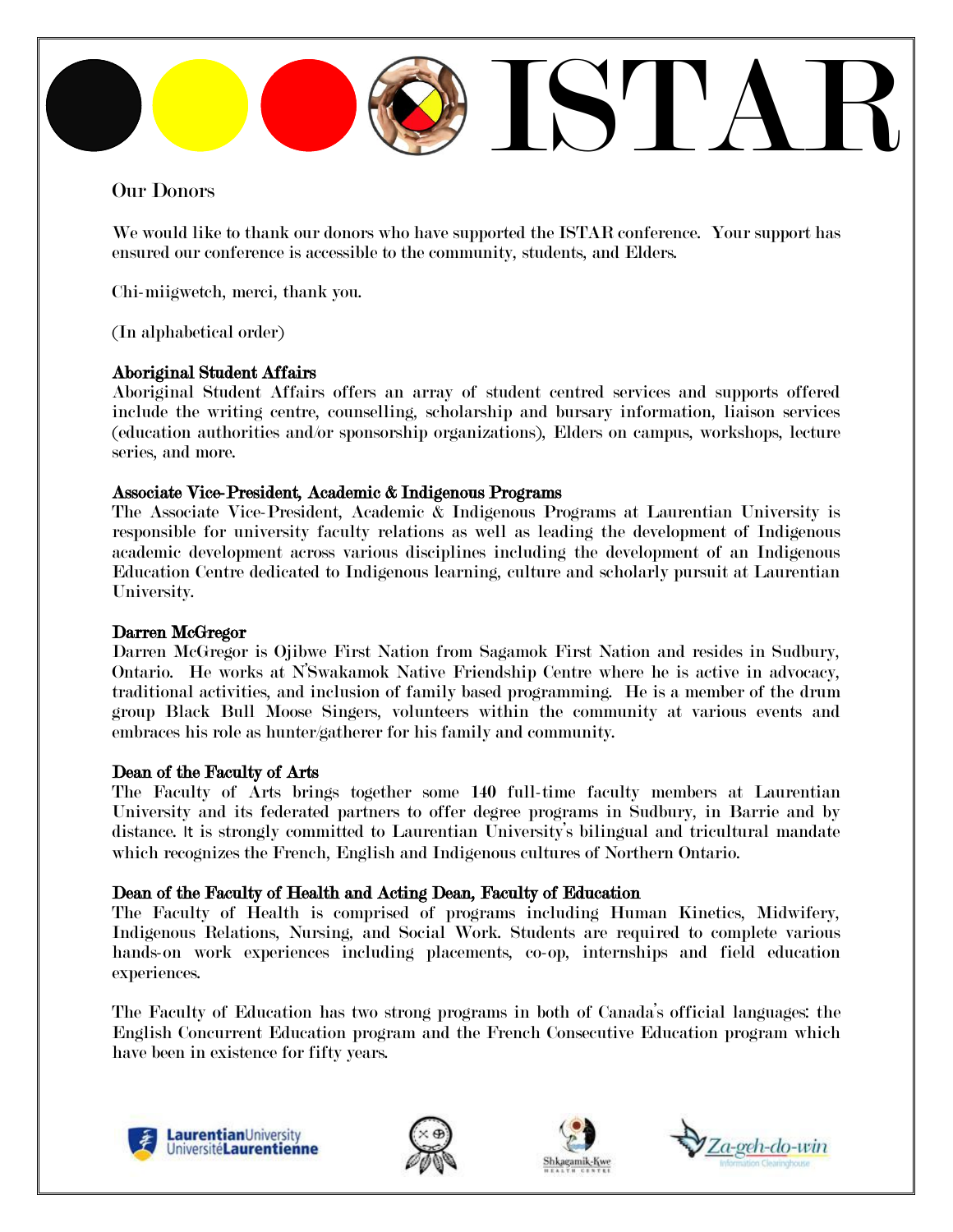# ISTAR

## Our Donors

We would like to thank our donors who have supported the ISTAR conference. Your support has ensured our conference is accessible to the community, students, and Elders.

Chi-miigwetch, merci, thank you.

(In alphabetical order)

**Aboriginal Student Affairs**
Aboriginal Student Affairs offers an array of student centred services and supports offered include the writing centre, counselling, scholarship and bursary information, liaison services (education authorities and/or sponsorship organizations), Elders on campus, workshops, lecture series, and more.

**Associate Vice-President, Academic & Indigenous Programs**
The Associate Vice-President, Academic & Indigenous Programs at Laurentian University is responsible for university faculty relations as well as leading the development of Indigenous academic development across various disciplines including the development of an Indigenous Education Centre dedicated to Indigenous learning, culture and scholarly pursuit at Laurentian University.

**Darren McGregor**
Darren McGregor is Ojibwe First Nation from Sagamok First Nation and resides in Sudbury, Ontario. He works at N'Swakamok Native Friendship Centre where he is active in advocacy, traditional activities, and inclusion of family based programming. He is a member of the drum group Black Bull Moose Singers, volunteers within the community at various events and embraces his role as hunter/gatherer for his family and community.

**Dean of the Faculty of Arts**
The Faculty of Arts brings together some 140 full-time faculty members at Laurentian University and its federated partners to offer degree programs in Sudbury, in Barrie and by distance. It is strongly committed to Laurentian University's bilingual and tricultural mandate which recognizes the French, English and Indigenous cultures of Northern Ontario.

**Dean of the Faculty of Health and Acting Dean, Faculty of Education**
The Faculty of Health is comprised of programs including Human Kinetics, Midwifery, Indigenous Relations, Nursing, and Social Work. Students are required to complete various hands-on work experiences including placements, co-op, internships and field education experiences.

The Faculty of Education has two strong programs in both of Canada's official languages: the English Concurrent Education program and the French Consecutive Education program which have been in existence for fifty years.

LaurentianUniversity UniversitéLaurentienne | Shkagamik-Kwe Health Centre | Za-geh-do-win Information Clearinghouse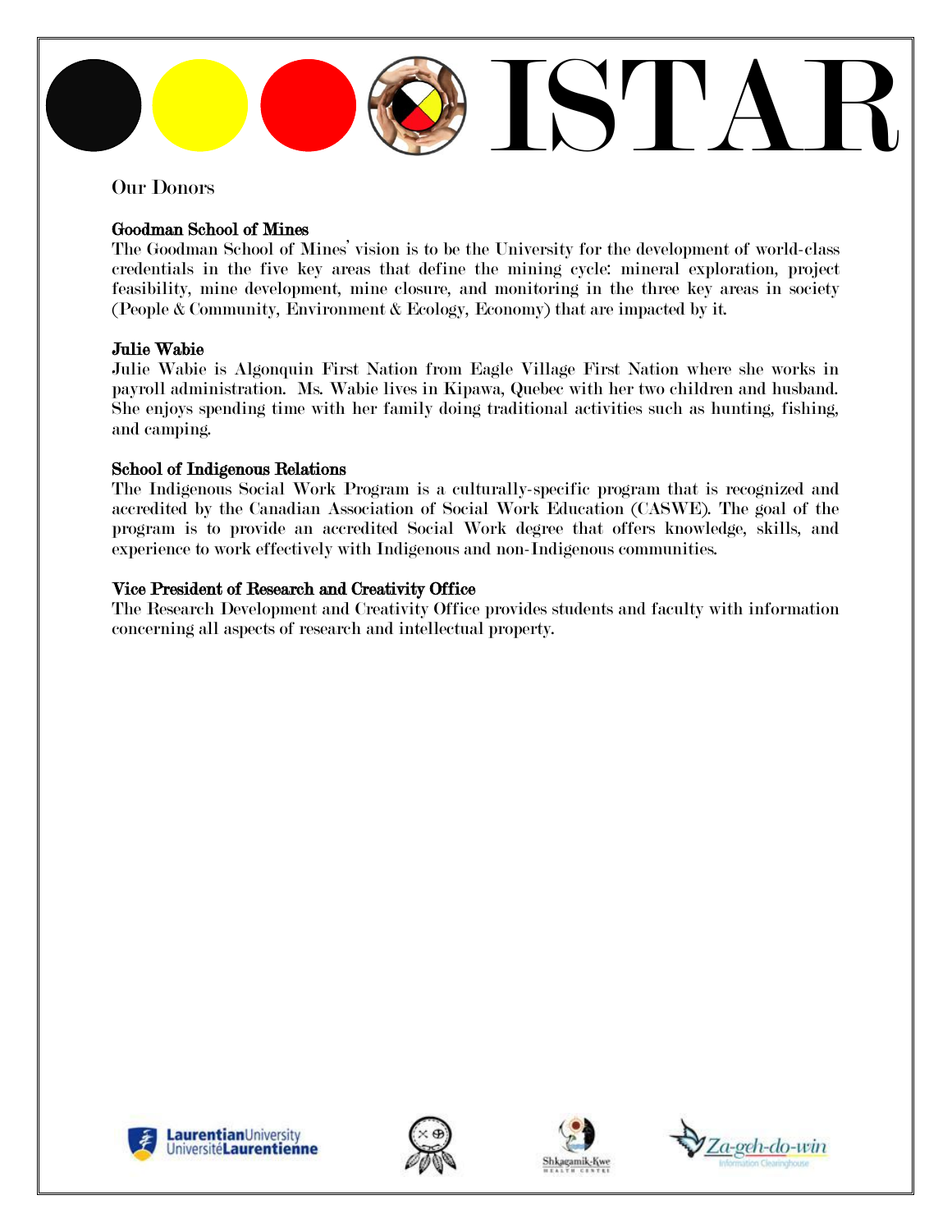# ISTAR

## Our Donors

**Goodman School of Mines**
The Goodman School of Mines' vision is to be the University for the development of world-class credentials in the five key areas that define the mining cycle: mineral exploration, project feasibility, mine development, mine closure, and monitoring in the three key areas in society (People & Community, Environment & Ecology, Economy) that are impacted by it.

**Julie Wabie**
Julie Wabie is Algonquin First Nation from Eagle Village First Nation where she works in payroll administration. Ms. Wabie lives in Kipawa, Quebec with her two children and husband. She enjoys spending time with her family doing traditional activities such as hunting, fishing, and camping.

**School of Indigenous Relations**
The Indigenous Social Work Program is a culturally-specific program that is recognized and accredited by the Canadian Association of Social Work Education (CASWE). The goal of the program is to provide an accredited Social Work degree that offers knowledge, skills, and experience to work effectively with Indigenous and non-Indigenous communities.

**Vice President of Research and Creativity Office**
The Research Development and Creativity Office provides students and faculty with information concerning all aspects of research and intellectual property.

Laurentian University Université Laurentienne

Shkagamik-Kwe Health Centre

Za-geh-do-win Information Clearinghouse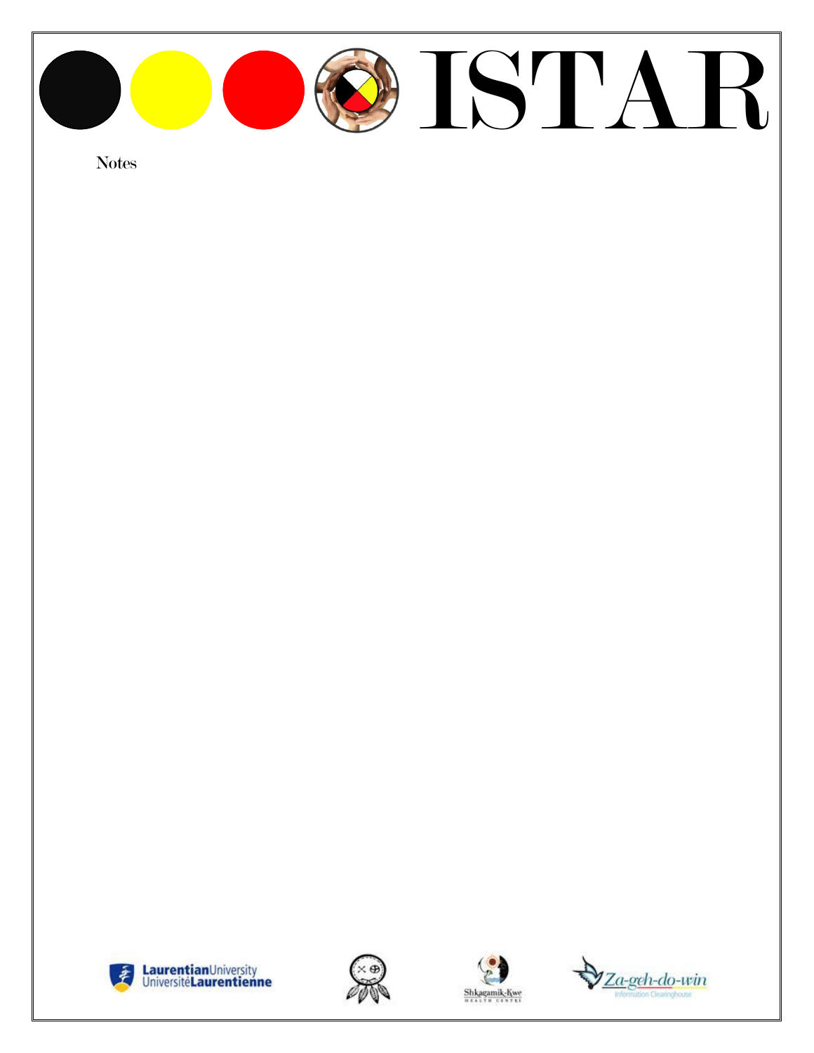Notes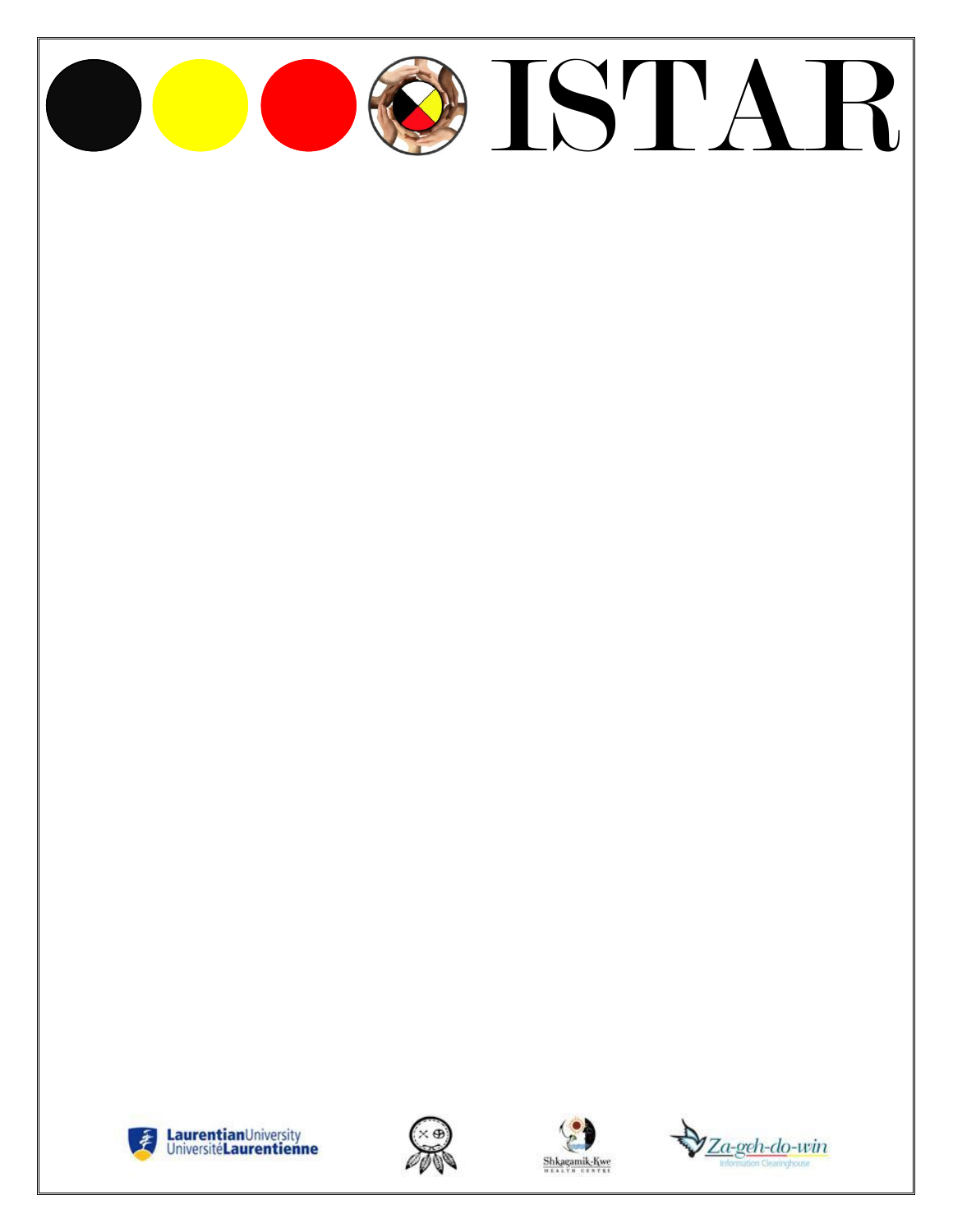# ISTAR

LaurentianUniversity UniversitéLaurentienne

Shkagamik-Kwe HEALTH CENTRE

Za-geh-do-win Information Clearinghouse